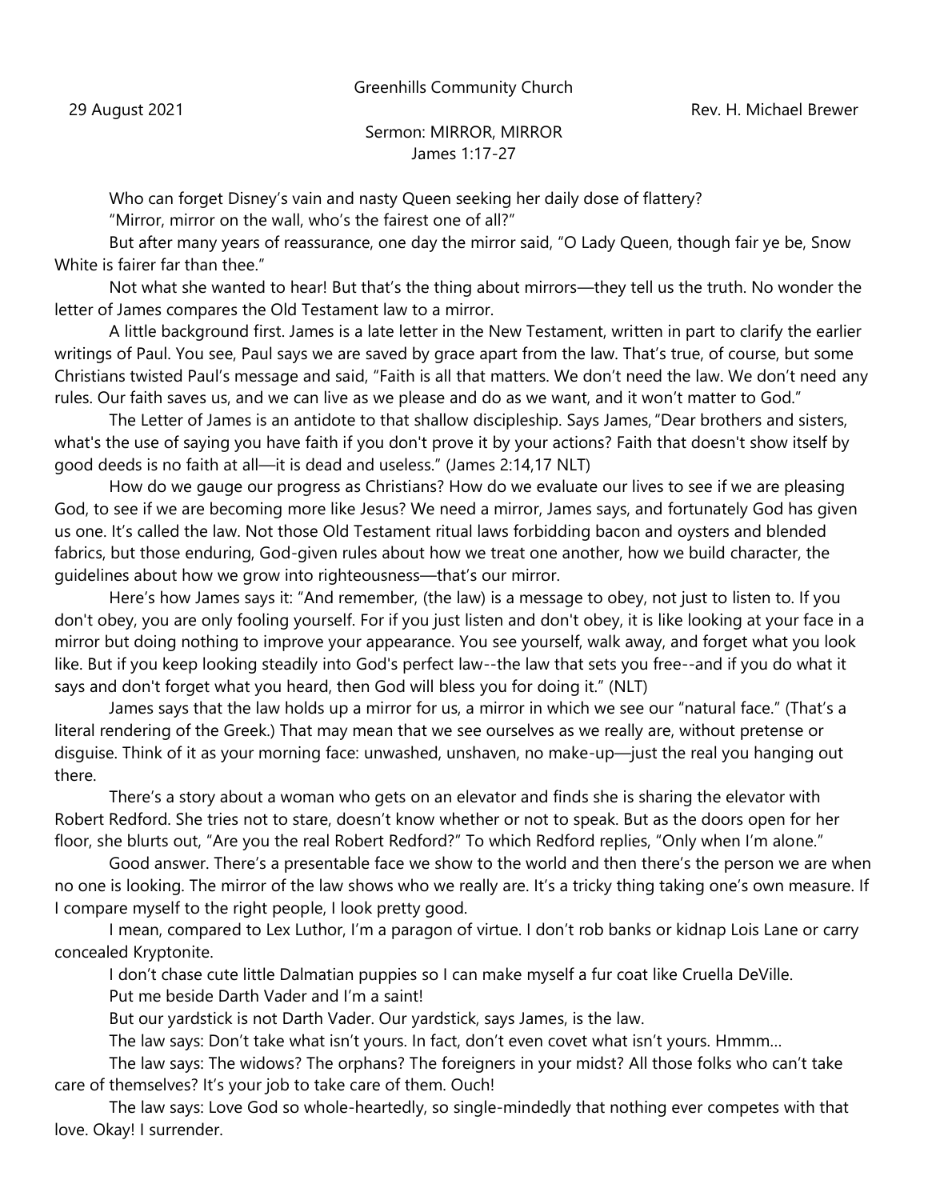Greenhills Community Church

29 August 2021 Rev. H. Michael Brewer

Sermon: MIRROR, MIRROR
James 1:17-27

Who can forget Disney's vain and nasty Queen seeking her daily dose of flattery?

"Mirror, mirror on the wall, who's the fairest one of all?"

But after many years of reassurance, one day the mirror said, "O Lady Queen, though fair ye be, Snow White is fairer far than thee."

Not what she wanted to hear! But that's the thing about mirrors—they tell us the truth. No wonder the letter of James compares the Old Testament law to a mirror.

A little background first. James is a late letter in the New Testament, written in part to clarify the earlier writings of Paul. You see, Paul says we are saved by grace apart from the law. That's true, of course, but some Christians twisted Paul's message and said, "Faith is all that matters. We don't need the law. We don't need any rules. Our faith saves us, and we can live as we please and do as we want, and it won't matter to God."

The Letter of James is an antidote to that shallow discipleship. Says James, "Dear brothers and sisters, what's the use of saying you have faith if you don't prove it by your actions? Faith that doesn't show itself by good deeds is no faith at all—it is dead and useless." (James 2:14,17 NLT)

How do we gauge our progress as Christians? How do we evaluate our lives to see if we are pleasing God, to see if we are becoming more like Jesus? We need a mirror, James says, and fortunately God has given us one. It's called the law. Not those Old Testament ritual laws forbidding bacon and oysters and blended fabrics, but those enduring, God-given rules about how we treat one another, how we build character, the guidelines about how we grow into righteousness—that's our mirror.

Here's how James says it: "And remember, (the law) is a message to obey, not just to listen to. If you don't obey, you are only fooling yourself. For if you just listen and don't obey, it is like looking at your face in a mirror but doing nothing to improve your appearance. You see yourself, walk away, and forget what you look like. But if you keep looking steadily into God's perfect law--the law that sets you free--and if you do what it says and don't forget what you heard, then God will bless you for doing it." (NLT)

James says that the law holds up a mirror for us, a mirror in which we see our "natural face." (That's a literal rendering of the Greek.) That may mean that we see ourselves as we really are, without pretense or disguise. Think of it as your morning face: unwashed, unshaven, no make-up—just the real you hanging out there.

There's a story about a woman who gets on an elevator and finds she is sharing the elevator with Robert Redford. She tries not to stare, doesn't know whether or not to speak. But as the doors open for her floor, she blurts out, "Are you the real Robert Redford?" To which Redford replies, "Only when I'm alone."

Good answer. There's a presentable face we show to the world and then there's the person we are when no one is looking. The mirror of the law shows who we really are. It's a tricky thing taking one's own measure. If I compare myself to the right people, I look pretty good.

I mean, compared to Lex Luthor, I'm a paragon of virtue. I don't rob banks or kidnap Lois Lane or carry concealed Kryptonite.

I don't chase cute little Dalmatian puppies so I can make myself a fur coat like Cruella DeVille.

Put me beside Darth Vader and I'm a saint!

But our yardstick is not Darth Vader. Our yardstick, says James, is the law.

The law says: Don't take what isn't yours. In fact, don't even covet what isn't yours. Hmmm…

The law says: The widows? The orphans? The foreigners in your midst? All those folks who can't take care of themselves? It's your job to take care of them. Ouch!

The law says: Love God so whole-heartedly, so single-mindedly that nothing ever competes with that love. Okay! I surrender.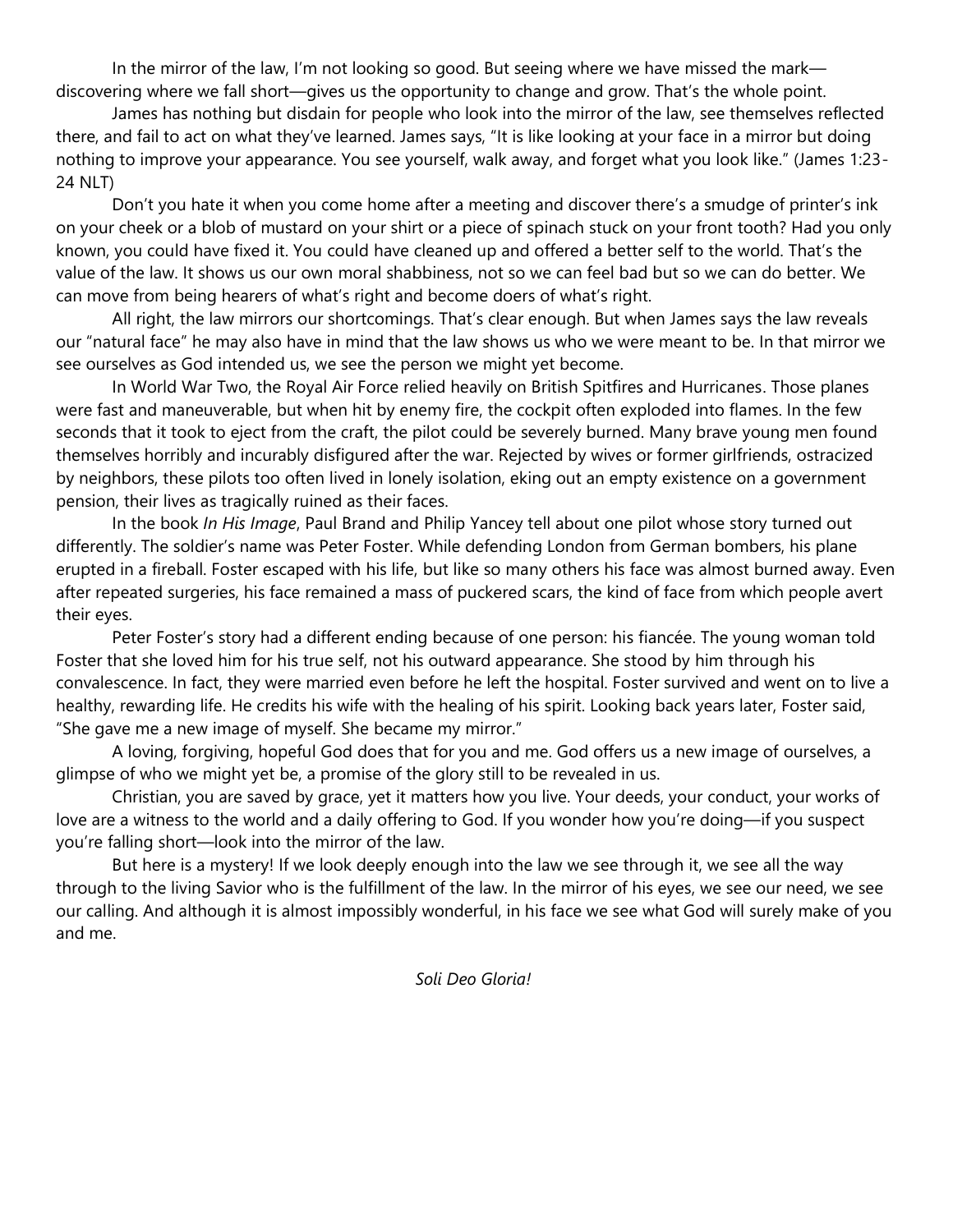In the mirror of the law, I'm not looking so good. But seeing where we have missed the mark—discovering where we fall short—gives us the opportunity to change and grow. That's the whole point.

James has nothing but disdain for people who look into the mirror of the law, see themselves reflected there, and fail to act on what they've learned. James says, "It is like looking at your face in a mirror but doing nothing to improve your appearance. You see yourself, walk away, and forget what you look like." (James 1:23-24 NLT)

Don't you hate it when you come home after a meeting and discover there's a smudge of printer's ink on your cheek or a blob of mustard on your shirt or a piece of spinach stuck on your front tooth? Had you only known, you could have fixed it. You could have cleaned up and offered a better self to the world. That's the value of the law. It shows us our own moral shabbiness, not so we can feel bad but so we can do better. We can move from being hearers of what's right and become doers of what's right.

All right, the law mirrors our shortcomings. That's clear enough. But when James says the law reveals our "natural face" he may also have in mind that the law shows us who we were meant to be. In that mirror we see ourselves as God intended us, we see the person we might yet become.

In World War Two, the Royal Air Force relied heavily on British Spitfires and Hurricanes. Those planes were fast and maneuverable, but when hit by enemy fire, the cockpit often exploded into flames. In the few seconds that it took to eject from the craft, the pilot could be severely burned. Many brave young men found themselves horribly and incurably disfigured after the war. Rejected by wives or former girlfriends, ostracized by neighbors, these pilots too often lived in lonely isolation, eking out an empty existence on a government pension, their lives as tragically ruined as their faces.

In the book *In His Image*, Paul Brand and Philip Yancey tell about one pilot whose story turned out differently. The soldier's name was Peter Foster. While defending London from German bombers, his plane erupted in a fireball. Foster escaped with his life, but like so many others his face was almost burned away. Even after repeated surgeries, his face remained a mass of puckered scars, the kind of face from which people avert their eyes.

Peter Foster's story had a different ending because of one person: his fiancée. The young woman told Foster that she loved him for his true self, not his outward appearance. She stood by him through his convalescence. In fact, they were married even before he left the hospital. Foster survived and went on to live a healthy, rewarding life. He credits his wife with the healing of his spirit. Looking back years later, Foster said, "She gave me a new image of myself. She became my mirror."

A loving, forgiving, hopeful God does that for you and me. God offers us a new image of ourselves, a glimpse of who we might yet be, a promise of the glory still to be revealed in us.

Christian, you are saved by grace, yet it matters how you live. Your deeds, your conduct, your works of love are a witness to the world and a daily offering to God. If you wonder how you're doing—if you suspect you're falling short—look into the mirror of the law.

But here is a mystery! If we look deeply enough into the law we see through it, we see all the way through to the living Savior who is the fulfillment of the law. In the mirror of his eyes, we see our need, we see our calling. And although it is almost impossibly wonderful, in his face we see what God will surely make of you and me.

*Soli Deo Gloria!*